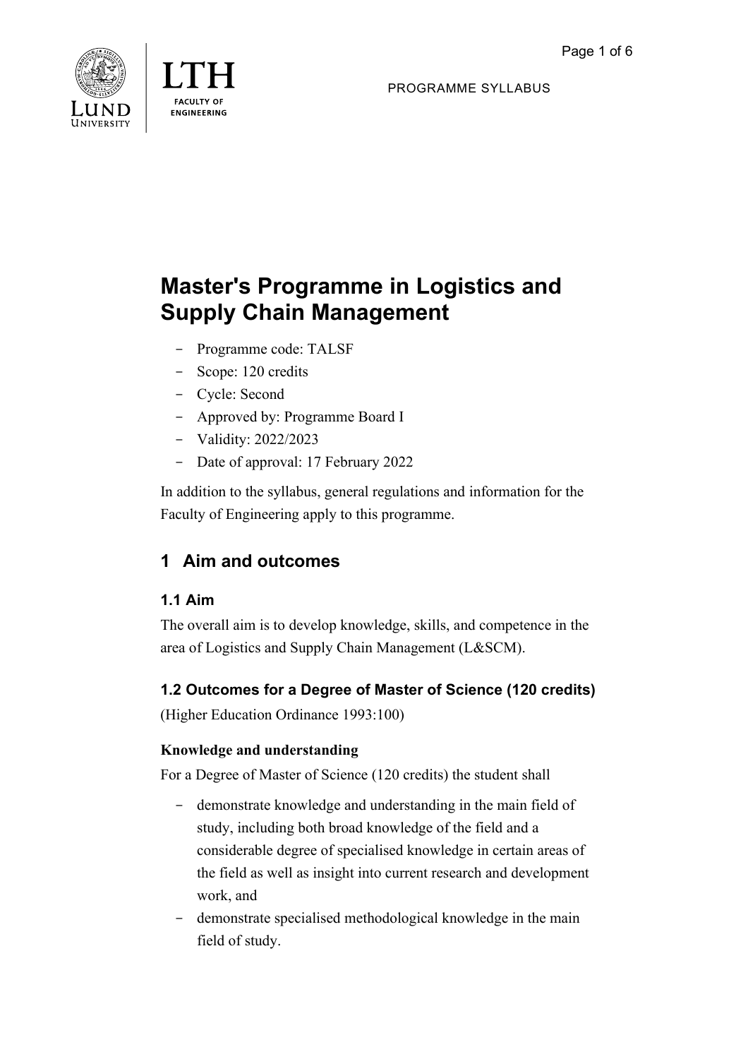PROGRAMME SYLLABUS

# Master's Programme in Logistics and Supply Chain Management

- Programme code: TALSF
- Scope: 120 credits
- Cycle: Second
- Approved by: Programme Board I
- Validity: 2022/2023
- Date of approval: 17 February 2022

In addition to the syllabus, general regulations and information for the Faculty of Engineering apply to this programme.

## 1 Aim and outcomes

### 1.1 Aim

The overall aim is to develop knowledge, skills, and competence in the area of Logistics and Supply Chain Management (L&SCM).

### 1.2 Outcomes for a Degree of Master of Science (120 credits)

(Higher Education Ordinance 1993:100)

**Knowledge and understanding**

For a Degree of Master of Science (120 credits) the student shall

- demonstrate knowledge and understanding in the main field of study, including both broad knowledge of the field and a considerable degree of specialised knowledge in certain areas of the field as well as insight into current research and development work, and
- demonstrate specialised methodological knowledge in the main field of study.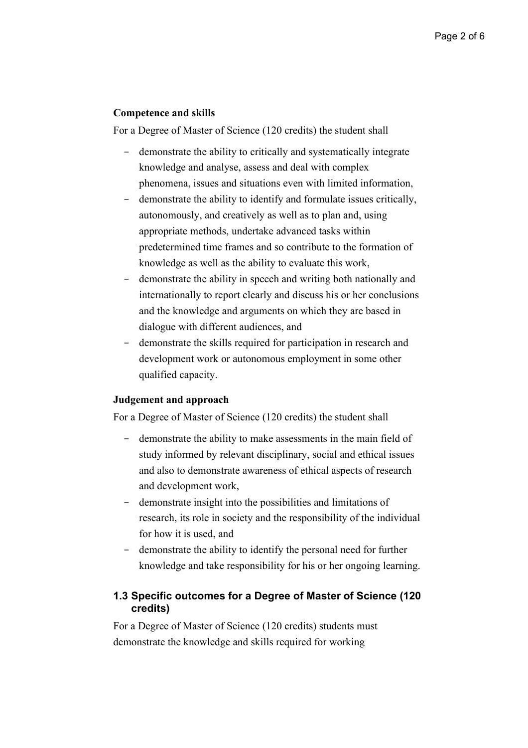**Competence and skills**

For a Degree of Master of Science (120 credits) the student shall

- demonstrate the ability to critically and systematically integrate knowledge and analyse, assess and deal with complex phenomena, issues and situations even with limited information,
- demonstrate the ability to identify and formulate issues critically, autonomously, and creatively as well as to plan and, using appropriate methods, undertake advanced tasks within predetermined time frames and so contribute to the formation of knowledge as well as the ability to evaluate this work,
- demonstrate the ability in speech and writing both nationally and internationally to report clearly and discuss his or her conclusions and the knowledge and arguments on which they are based in dialogue with different audiences, and
- demonstrate the skills required for participation in research and development work or autonomous employment in some other qualified capacity.

**Judgement and approach**

For a Degree of Master of Science (120 credits) the student shall

- demonstrate the ability to make assessments in the main field of study informed by relevant disciplinary, social and ethical issues and also to demonstrate awareness of ethical aspects of research and development work,
- demonstrate insight into the possibilities and limitations of research, its role in society and the responsibility of the individual for how it is used, and
- demonstrate the ability to identify the personal need for further knowledge and take responsibility for his or her ongoing learning.

### 1.3 Specific outcomes for a Degree of Master of Science (120 credits)

For a Degree of Master of Science (120 credits) students must demonstrate the knowledge and skills required for working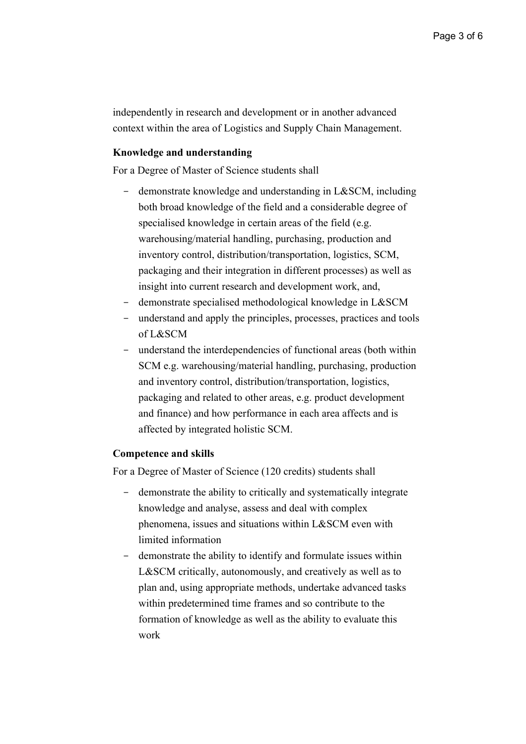independently in research and development or in another advanced context within the area of Logistics and Supply Chain Management.

**Knowledge and understanding**

For a Degree of Master of Science students shall

- demonstrate knowledge and understanding in L&SCM, including both broad knowledge of the field and a considerable degree of specialised knowledge in certain areas of the field (e.g. warehousing/material handling, purchasing, production and inventory control, distribution/transportation, logistics, SCM, packaging and their integration in different processes) as well as insight into current research and development work, and,
- demonstrate specialised methodological knowledge in L&SCM
- understand and apply the principles, processes, practices and tools of L&SCM
- understand the interdependencies of functional areas (both within SCM e.g. warehousing/material handling, purchasing, production and inventory control, distribution/transportation, logistics, packaging and related to other areas, e.g. product development and finance) and how performance in each area affects and is affected by integrated holistic SCM.

**Competence and skills**

For a Degree of Master of Science (120 credits) students shall

- demonstrate the ability to critically and systematically integrate knowledge and analyse, assess and deal with complex phenomena, issues and situations within L&SCM even with limited information
- demonstrate the ability to identify and formulate issues within L&SCM critically, autonomously, and creatively as well as to plan and, using appropriate methods, undertake advanced tasks within predetermined time frames and so contribute to the formation of knowledge as well as the ability to evaluate this work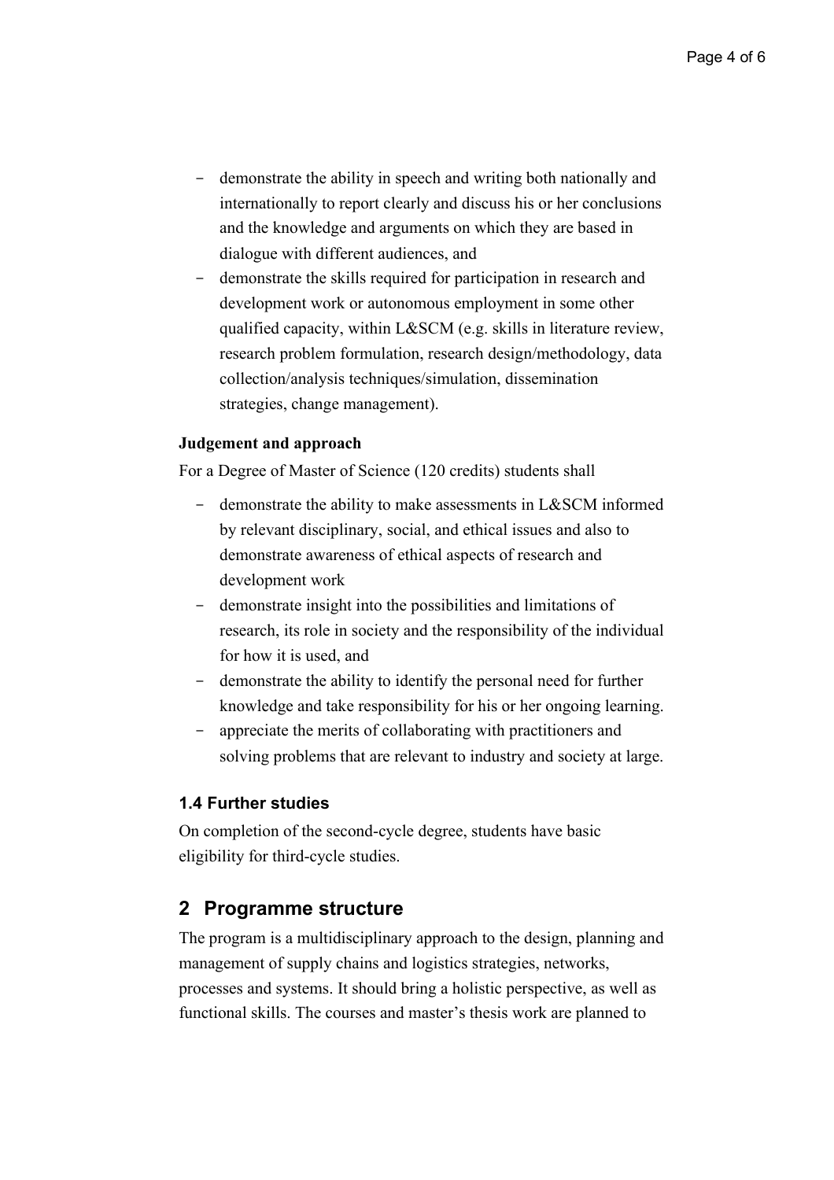- demonstrate the ability in speech and writing both nationally and internationally to report clearly and discuss his or her conclusions and the knowledge and arguments on which they are based in dialogue with different audiences, and
- demonstrate the skills required for participation in research and development work or autonomous employment in some other qualified capacity, within L&SCM (e.g. skills in literature review, research problem formulation, research design/methodology, data collection/analysis techniques/simulation, dissemination strategies, change management).

**Judgement and approach**

For a Degree of Master of Science (120 credits) students shall

- demonstrate the ability to make assessments in L&SCM informed by relevant disciplinary, social, and ethical issues and also to demonstrate awareness of ethical aspects of research and development work
- demonstrate insight into the possibilities and limitations of research, its role in society and the responsibility of the individual for how it is used, and
- demonstrate the ability to identify the personal need for further knowledge and take responsibility for his or her ongoing learning.
- appreciate the merits of collaborating with practitioners and solving problems that are relevant to industry and society at large.

### 1.4 Further studies

On completion of the second-cycle degree, students have basic eligibility for third-cycle studies.

## 2 Programme structure

The program is a multidisciplinary approach to the design, planning and management of supply chains and logistics strategies, networks, processes and systems. It should bring a holistic perspective, as well as functional skills. The courses and master's thesis work are planned to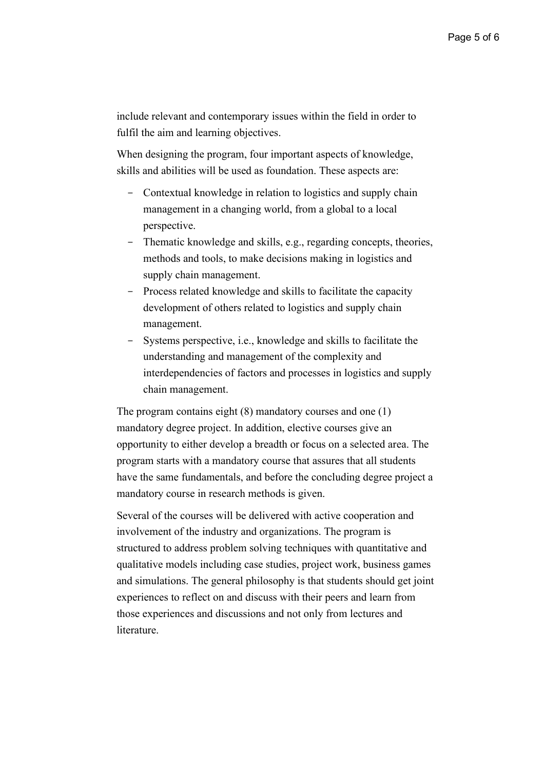include relevant and contemporary issues within the field in order to fulfil the aim and learning objectives.

When designing the program, four important aspects of knowledge, skills and abilities will be used as foundation. These aspects are:

- Contextual knowledge in relation to logistics and supply chain management in a changing world, from a global to a local perspective.
- Thematic knowledge and skills, e.g., regarding concepts, theories, methods and tools, to make decisions making in logistics and supply chain management.
- Process related knowledge and skills to facilitate the capacity development of others related to logistics and supply chain management.
- Systems perspective, i.e., knowledge and skills to facilitate the understanding and management of the complexity and interdependencies of factors and processes in logistics and supply chain management.

The program contains eight (8) mandatory courses and one (1) mandatory degree project. In addition, elective courses give an opportunity to either develop a breadth or focus on a selected area. The program starts with a mandatory course that assures that all students have the same fundamentals, and before the concluding degree project a mandatory course in research methods is given.

Several of the courses will be delivered with active cooperation and involvement of the industry and organizations. The program is structured to address problem solving techniques with quantitative and qualitative models including case studies, project work, business games and simulations. The general philosophy is that students should get joint experiences to reflect on and discuss with their peers and learn from those experiences and discussions and not only from lectures and literature.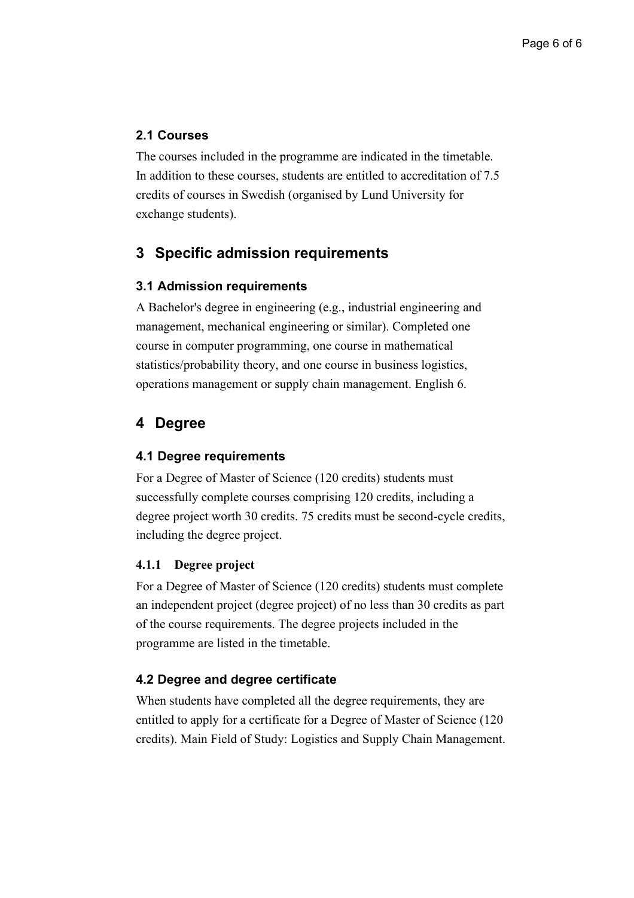### 2.1 Courses

The courses included in the programme are indicated in the timetable. In addition to these courses, students are entitled to accreditation of 7.5 credits of courses in Swedish (organised by Lund University for exchange students).

## 3 Specific admission requirements

### 3.1 Admission requirements

A Bachelor's degree in engineering (e.g., industrial engineering and management, mechanical engineering or similar). Completed one course in computer programming, one course in mathematical statistics/probability theory, and one course in business logistics, operations management or supply chain management. English 6.

## 4 Degree

### 4.1 Degree requirements

For a Degree of Master of Science (120 credits) students must successfully complete courses comprising 120 credits, including a degree project worth 30 credits. 75 credits must be second-cycle credits, including the degree project.

#### 4.1.1 Degree project

For a Degree of Master of Science (120 credits) students must complete an independent project (degree project) of no less than 30 credits as part of the course requirements. The degree projects included in the programme are listed in the timetable.

### 4.2 Degree and degree certificate

When students have completed all the degree requirements, they are entitled to apply for a certificate for a Degree of Master of Science (120 credits). Main Field of Study: Logistics and Supply Chain Management.